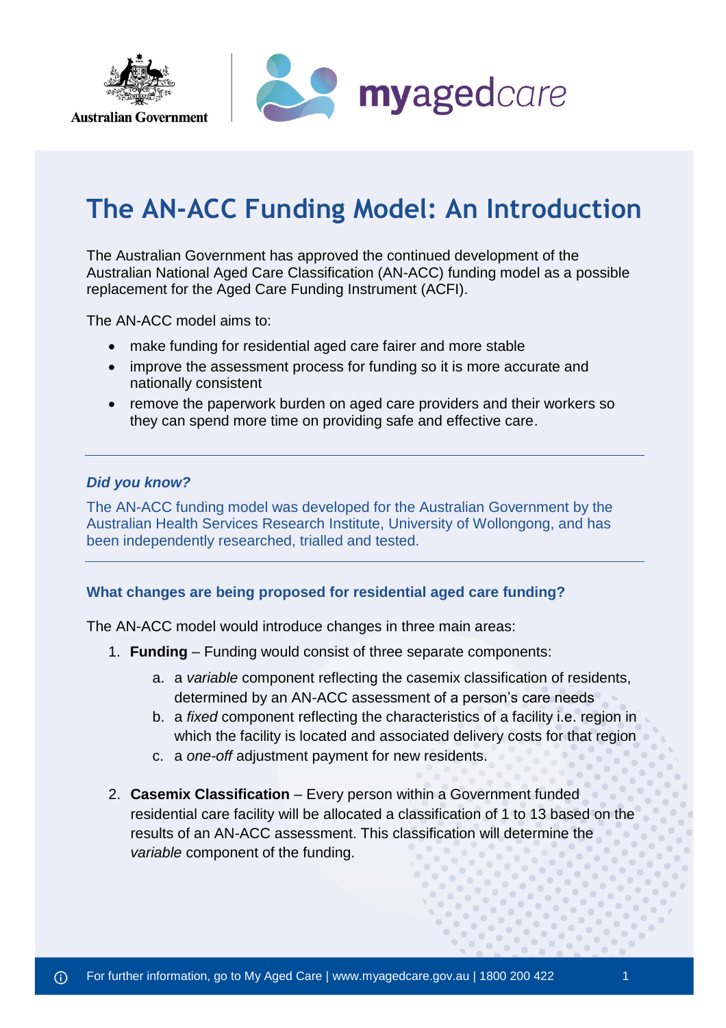# The AN-ACC Funding Model: An Introduction

The Australian Government has approved the continued development of the Australian National Aged Care Classification (AN-ACC) funding model as a possible replacement for the Aged Care Funding Instrument (ACFI).

The AN-ACC model aims to:

- make funding for residential aged care fairer and more stable
- improve the assessment process for funding so it is more accurate and nationally consistent
- remove the paperwork burden on aged care providers and their workers so they can spend more time on providing safe and effective care.

---

***Did you know?***

The AN-ACC funding model was developed for the Australian Government by the Australian Health Services Research Institute, University of Wollongong, and has been independently researched, trialled and tested.

---

### What changes are being proposed for residential aged care funding?

The AN-ACC model would introduce changes in three main areas:

1. **Funding** – Funding would consist of three separate components:
    a. a *variable* component reflecting the casemix classification of residents, determined by an AN-ACC assessment of a person's care needs
    b. a *fixed* component reflecting the characteristics of a facility i.e. region in which the facility is located and associated delivery costs for that region
    c. a *one-off* adjustment payment for new residents.

2. **Casemix Classification** – Every person within a Government funded residential care facility will be allocated a classification of 1 to 13 based on the results of an AN-ACC assessment. This classification will determine the *variable* component of the funding.

For further information, go to My Aged Care | www.myagedcare.gov.au | 1800 200 422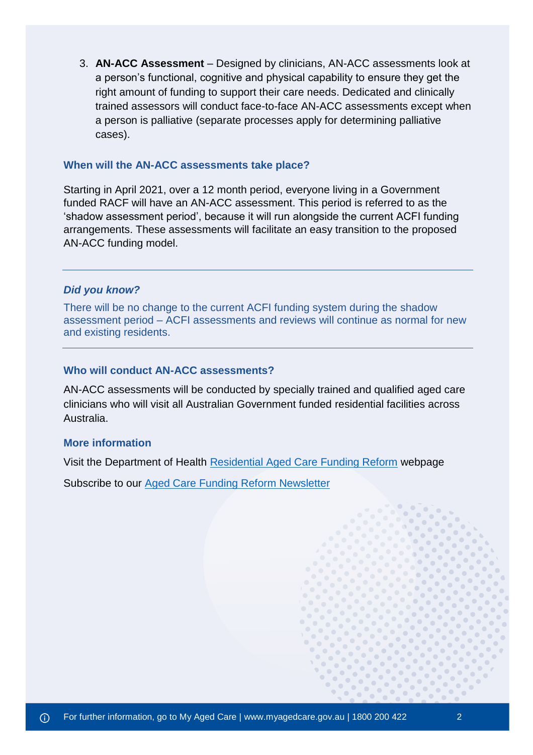3. **AN-ACC Assessment** – Designed by clinicians, AN-ACC assessments look at a person's functional, cognitive and physical capability to ensure they get the right amount of funding to support their care needs. Dedicated and clinically trained assessors will conduct face-to-face AN-ACC assessments except when a person is palliative (separate processes apply for determining palliative cases).

### When will the AN-ACC assessments take place?

Starting in April 2021, over a 12 month period, everyone living in a Government funded RACF will have an AN-ACC assessment. This period is referred to as the 'shadow assessment period', because it will run alongside the current ACFI funding arrangements. These assessments will facilitate an easy transition to the proposed AN-ACC funding model.

---

***Did you know?***

There will be no change to the current ACFI funding system during the shadow assessment period – ACFI assessments and reviews will continue as normal for new and existing residents.

---

### Who will conduct AN-ACC assessments?

AN-ACC assessments will be conducted by specially trained and qualified aged care clinicians who will visit all Australian Government funded residential facilities across Australia.

### More information

Visit the Department of Health Residential Aged Care Funding Reform webpage

Subscribe to our Aged Care Funding Reform Newsletter

For further information, go to My Aged Care | www.myagedcare.gov.au | 1800 200 422